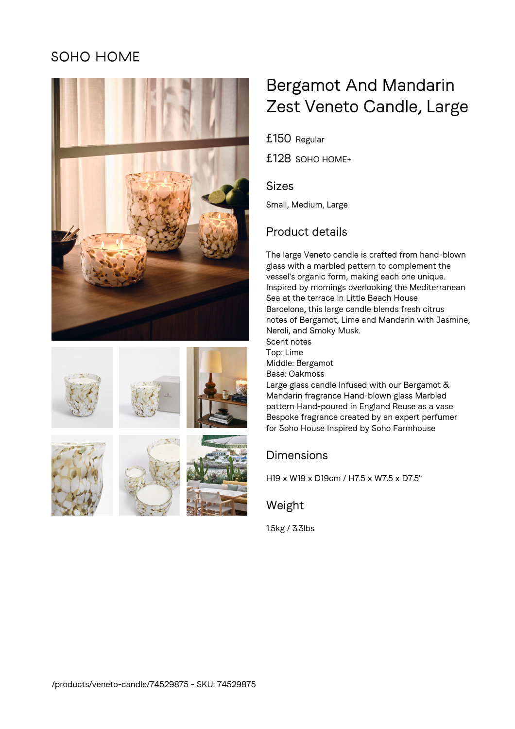SOHO HOME

# Bergamot And Mandarin Zest Veneto Candle, Large

£150 Regular

£128 SOHO HOME+

## Sizes

Small, Medium, Large

## Product details

The large Veneto candle is crafted from hand-blown glass with a marbled pattern to complement the vessel's organic form, making each one unique. Inspired by mornings overlooking the Mediterranean Sea at the terrace in Little Beach House Barcelona, this large candle blends fresh citrus notes of Bergamot, Lime and Mandarin with Jasmine, Neroli, and Smoky Musk.
Scent notes
Top: Lime
Middle: Bergamot
Base: Oakmoss
Large glass candle Infused with our Bergamot & Mandarin fragrance Hand-blown glass Marbled pattern Hand-poured in England Reuse as a vase Bespoke fragrance created by an expert perfumer for Soho House Inspired by Soho Farmhouse

## Dimensions

H19 x W19 x D19cm / H7.5 x W7.5 x D7.5"

## Weight

1.5kg / 3.3lbs

/products/veneto-candle/74529875 - SKU: 74529875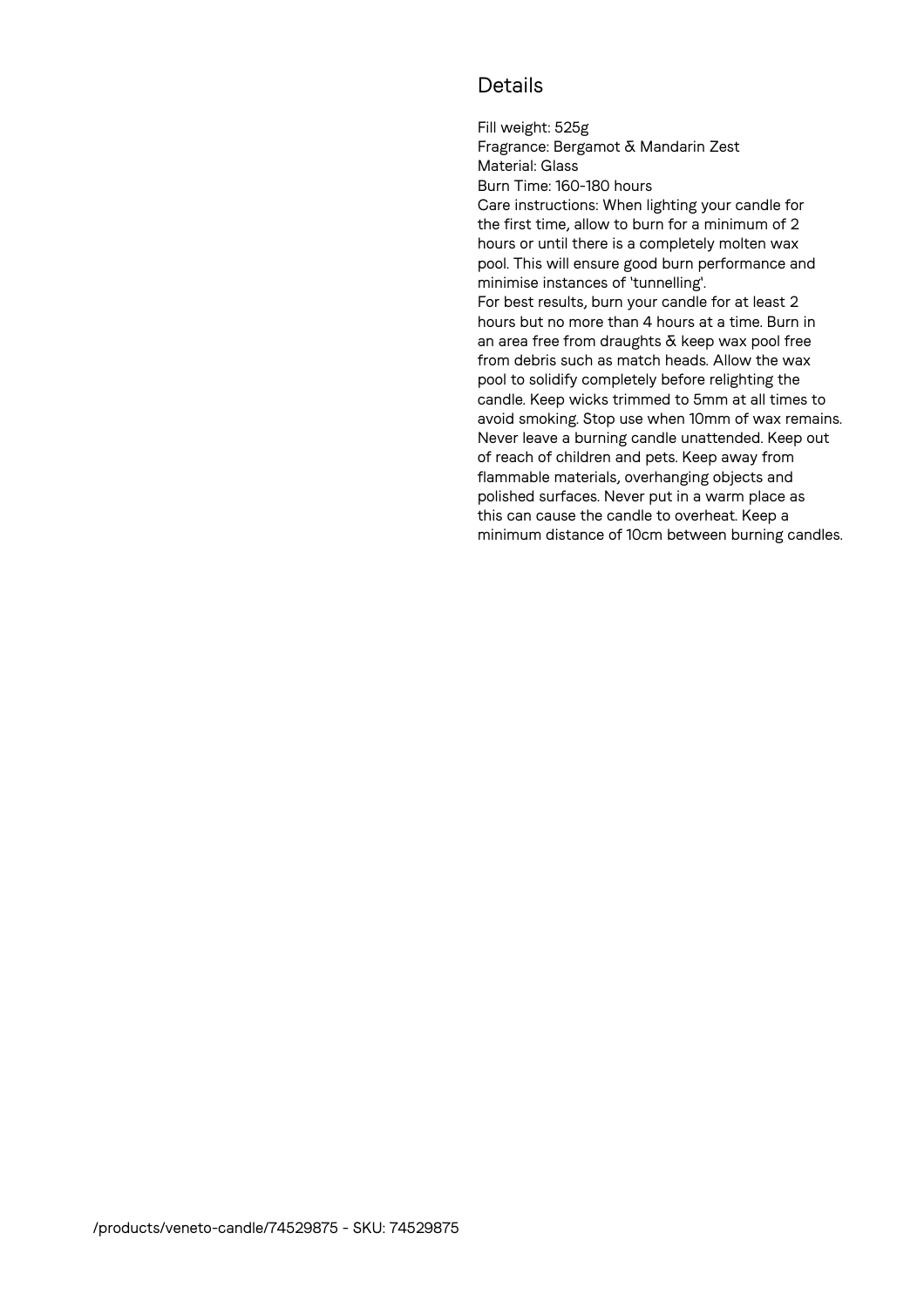## Details

Fill weight: 525g
Fragrance: Bergamot & Mandarin Zest
Material: Glass
Burn Time: 160-180 hours
Care instructions: When lighting your candle for the first time, allow to burn for a minimum of 2 hours or until there is a completely molten wax pool. This will ensure good burn performance and minimise instances of 'tunnelling'.
For best results, burn your candle for at least 2 hours but no more than 4 hours at a time. Burn in an area free from draughts & keep wax pool free from debris such as match heads. Allow the wax pool to solidify completely before relighting the candle. Keep wicks trimmed to 5mm at all times to avoid smoking. Stop use when 10mm of wax remains. Never leave a burning candle unattended. Keep out of reach of children and pets. Keep away from flammable materials, overhanging objects and polished surfaces. Never put in a warm place as this can cause the candle to overheat. Keep a minimum distance of 10cm between burning candles.

/products/veneto-candle/74529875 - SKU: 74529875